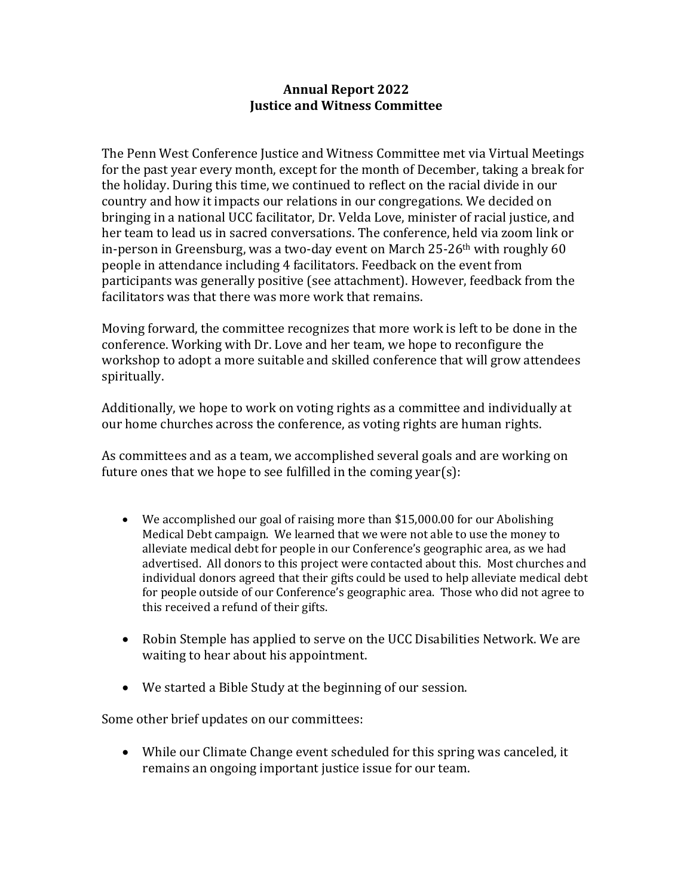**Annual Report 2022**
**Justice and Witness Committee**

The Penn West Conference Justice and Witness Committee met via Virtual Meetings for the past year every month, except for the month of December, taking a break for the holiday. During this time, we continued to reflect on the racial divide in our country and how it impacts our relations in our congregations. We decided on bringing in a national UCC facilitator, Dr. Velda Love, minister of racial justice, and her team to lead us in sacred conversations. The conference, held via zoom link or in-person in Greensburg, was a two-day event on March 25-26th with roughly 60 people in attendance including 4 facilitators. Feedback on the event from participants was generally positive (see attachment). However, feedback from the facilitators was that there was more work that remains.

Moving forward, the committee recognizes that more work is left to be done in the conference. Working with Dr. Love and her team, we hope to reconfigure the workshop to adopt a more suitable and skilled conference that will grow attendees spiritually.

Additionally, we hope to work on voting rights as a committee and individually at our home churches across the conference, as voting rights are human rights.

As committees and as a team, we accomplished several goals and are working on future ones that we hope to see fulfilled in the coming year(s):

- We accomplished our goal of raising more than $15,000.00 for our Abolishing Medical Debt campaign. We learned that we were not able to use the money to alleviate medical debt for people in our Conference's geographic area, as we had advertised. All donors to this project were contacted about this. Most churches and individual donors agreed that their gifts could be used to help alleviate medical debt for people outside of our Conference's geographic area. Those who did not agree to this received a refund of their gifts.

- Robin Stemple has applied to serve on the UCC Disabilities Network. We are waiting to hear about his appointment.

- We started a Bible Study at the beginning of our session.

Some other brief updates on our committees:

- While our Climate Change event scheduled for this spring was canceled, it remains an ongoing important justice issue for our team.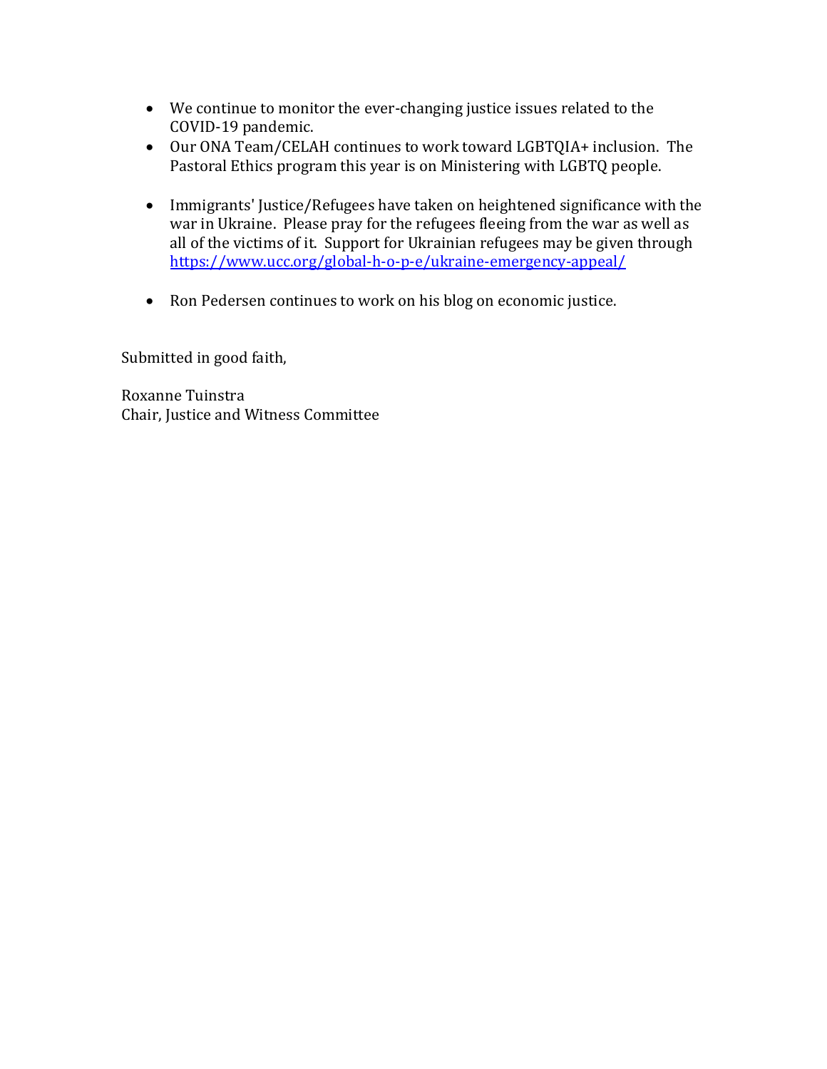- We continue to monitor the ever-changing justice issues related to the COVID-19 pandemic.
- Our ONA Team/CELAH continues to work toward LGBTQIA+ inclusion. The Pastoral Ethics program this year is on Ministering with LGBTQ people.

- Immigrants' Justice/Refugees have taken on heightened significance with the war in Ukraine. Please pray for the refugees fleeing from the war as well as all of the victims of it. Support for Ukrainian refugees may be given through [https://www.ucc.org/global-h-o-p-e/ukraine-emergency-appeal/](https://www.ucc.org/global-h-o-p-e/ukraine-emergency-appeal/)

- Ron Pedersen continues to work on his blog on economic justice.

Submitted in good faith,

Roxanne Tuinstra
Chair, Justice and Witness Committee